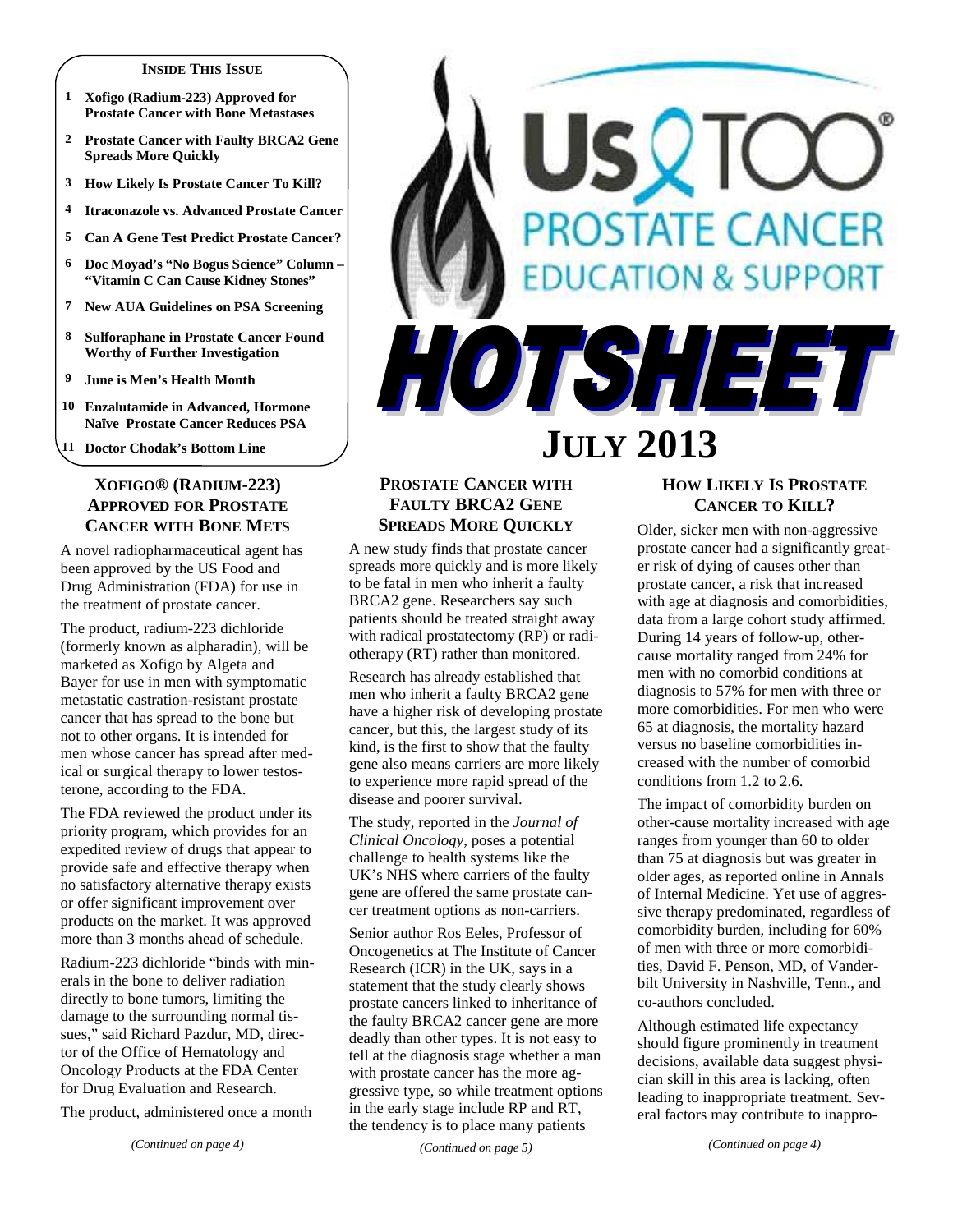**INSIDE THIS ISSUE**

1. Xofigo (Radium-223) Approved for Prostate Cancer with Bone Metastases
2. Prostate Cancer with Faulty BRCA2 Gene Spreads More Quickly
3. How Likely Is Prostate Cancer To Kill?
4. Itraconazole vs. Advanced Prostate Cancer
5. Can A Gene Test Predict Prostate Cancer?
6. Doc Moyad's "No Bogus Science" Column – "Vitamin C Can Cause Kidney Stones"
7. New AUA Guidelines on PSA Screening
8. Sulforaphane in Prostate Cancer Found Worthy of Further Investigation
9. June is Men's Health Month
10. Enzalutamide in Advanced, Hormone Naïve Prostate Cancer Reduces PSA
11. Doctor Chodak's Bottom Line

# Us TOO® PROSTATE CANCER EDUCATION & SUPPORT

# HOTSHEET

# JULY 2013

## XOFIGO® (RADIUM-223) APPROVED FOR PROSTATE CANCER WITH BONE METS

A novel radiopharmaceutical agent has been approved by the US Food and Drug Administration (FDA) for use in the treatment of prostate cancer.

The product, radium-223 dichloride (formerly known as alpharadin), will be marketed as Xofigo by Algeta and Bayer for use in men with symptomatic metastatic castration-resistant prostate cancer that has spread to the bone but not to other organs. It is intended for men whose cancer has spread after medical or surgical therapy to lower testosterone, according to the FDA.

The FDA reviewed the product under its priority program, which provides for an expedited review of drugs that appear to provide safe and effective therapy when no satisfactory alternative therapy exists or offer significant improvement over products on the market. It was approved more than 3 months ahead of schedule.

Radium-223 dichloride "binds with minerals in the bone to deliver radiation directly to bone tumors, limiting the damage to the surrounding normal tissues," said Richard Pazdur, MD, director of the Office of Hematology and Oncology Products at the FDA Center for Drug Evaluation and Research.

The product, administered once a month

*(Continued on page 4)*

## PROSTATE CANCER WITH FAULTY BRCA2 GENE SPREADS MORE QUICKLY

A new study finds that prostate cancer spreads more quickly and is more likely to be fatal in men who inherit a faulty BRCA2 gene. Researchers say such patients should be treated straight away with radical prostatectomy (RP) or radiotherapy (RT) rather than monitored.

Research has already established that men who inherit a faulty BRCA2 gene have a higher risk of developing prostate cancer, but this, the largest study of its kind, is the first to show that the faulty gene also means carriers are more likely to experience more rapid spread of the disease and poorer survival.

The study, reported in the *Journal of Clinical Oncology*, poses a potential challenge to health systems like the UK's NHS where carriers of the faulty gene are offered the same prostate cancer treatment options as non-carriers.

Senior author Ros Eeles, Professor of Oncogenetics at The Institute of Cancer Research (ICR) in the UK, says in a statement that the study clearly shows prostate cancers linked to inheritance of the faulty BRCA2 cancer gene are more deadly than other types. It is not easy to tell at the diagnosis stage whether a man with prostate cancer has the more aggressive type, so while treatment options in the early stage include RP and RT, the tendency is to place many patients

*(Continued on page 5)*

## HOW LIKELY IS PROSTATE CANCER TO KILL?

Older, sicker men with non-aggressive prostate cancer had a significantly greater risk of dying of causes other than prostate cancer, a risk that increased with age at diagnosis and comorbidities, data from a large cohort study affirmed. During 14 years of follow-up, other-cause mortality ranged from 24% for men with no comorbid conditions at diagnosis to 57% for men with three or more comorbidities. For men who were 65 at diagnosis, the mortality hazard versus no baseline comorbidities increased with the number of comorbid conditions from 1.2 to 2.6.

The impact of comorbidity burden on other-cause mortality increased with age ranges from younger than 60 to older than 75 at diagnosis but was greater in older ages, as reported online in Annals of Internal Medicine. Yet use of aggressive therapy predominated, regardless of comorbidity burden, including for 60% of men with three or more comorbidities, David F. Penson, MD, of Vanderbilt University in Nashville, Tenn., and co-authors concluded.

Although estimated life expectancy should figure prominently in treatment decisions, available data suggest physician skill in this area is lacking, often leading to inappropriate treatment. Several factors may contribute to inappro-

*(Continued on page 4)*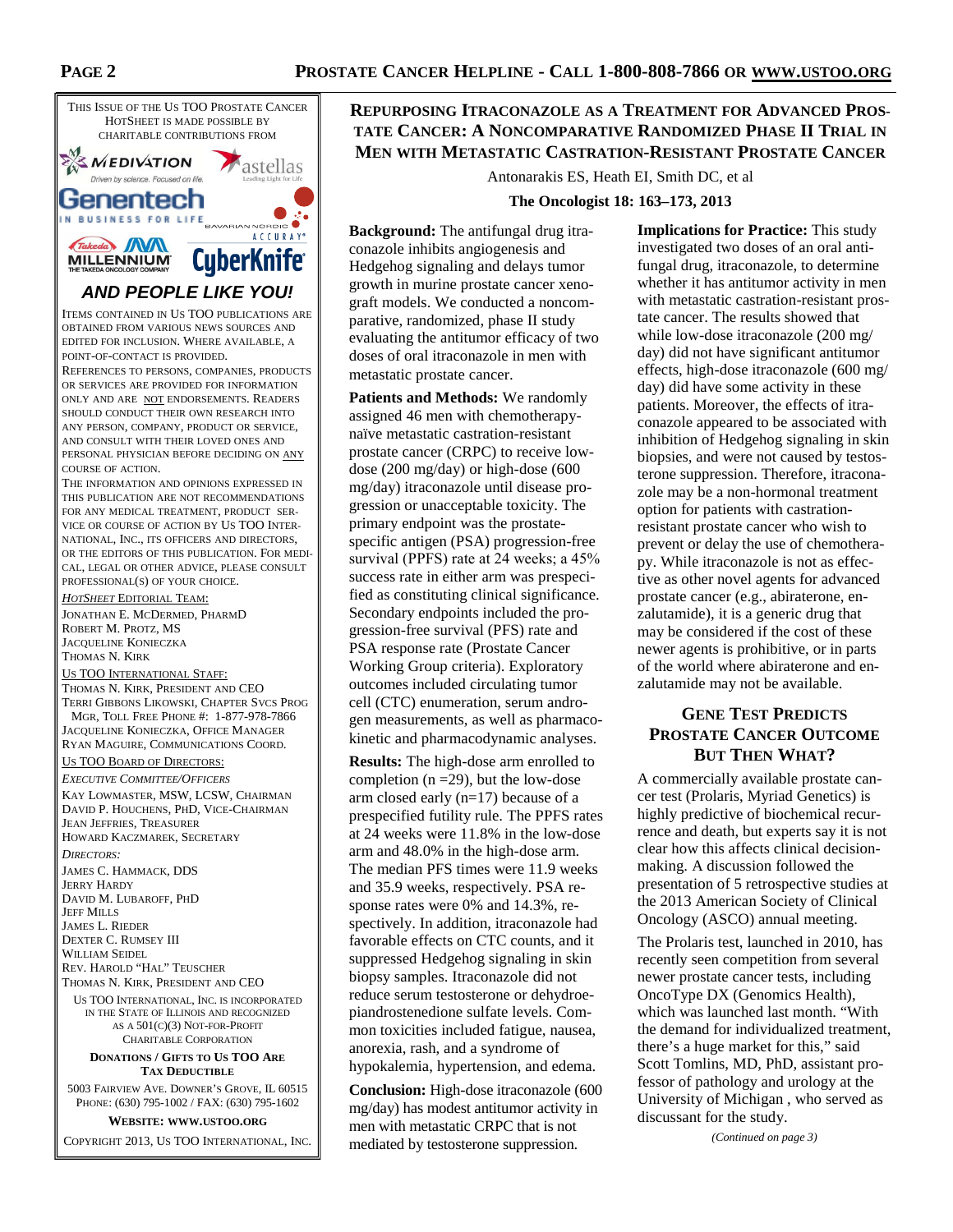This issue of the Us TOO Prostate Cancer HotSheet is made possible by charitable contributions from

MEDIVATION — Driven by science. Focused on life.
astellas — Leading Light for Life
Genentech — IN BUSINESS FOR LIFE
BAVARIAN NORDIC
ACCURAY
Takeda MILLENNIUM — THE TAKEDA ONCOLOGY COMPANY
CyberKnife

***AND PEOPLE LIKE YOU!***

Items contained in Us TOO publications are obtained from various news sources and edited for inclusion. Where available, a point-of-contact is provided.

References to persons, companies, products or services are provided for information only and are NOT endorsements. Readers should conduct their own research into any person, company, product or service, and consult with their loved ones and personal physician before deciding on ANY course of action.

The information and opinions expressed in this publication are not recommendations for any medical treatment, product service or course of action by Us TOO International, Inc., its officers and directors, or the editors of this publication. For medical, legal or other advice, please consult professional(s) of your choice.

*HotSheet* Editorial Team:
Jonathan E. McDermed, PharmD
Robert M. Protz, MS
Jacqueline Konieczka
Thomas N. Kirk

Us TOO International Staff:
Thomas N. Kirk, President and CEO
Terri Gibbons Likowski, Chapter Svcs Prog Mgr, Toll Free Phone #: 1-877-978-7866
Jacqueline Konieczka, Office Manager
Ryan Maguire, Communications Coord.

Us TOO Board of Directors:

*Executive Committee/Officers*
Kay Lowmaster, MSW, LCSW, Chairman
David P. Houchens, PhD, Vice-Chairman
Jean Jeffries, Treasurer
Howard Kaczmarek, Secretary

*Directors:*
James C. Hammack, DDS
Jerry Hardy
David M. Lubaroff, PhD
Jeff Mills
James L. Rieder
Dexter C. Rumsey III
William Seidel
Rev. Harold "Hal" Teuscher
Thomas N. Kirk, President and CEO

Us TOO International, Inc. is incorporated in the State of Illinois and recognized as a 501(c)(3) Not-for-Profit Charitable Corporation

**Donations / Gifts to Us TOO Are Tax Deductible**

5003 Fairview Ave. Downer's Grove, IL 60515
Phone: (630) 795-1002 / Fax: (630) 795-1602

**Website: www.ustoo.org**

Copyright 2013, Us TOO International, Inc.

## Repurposing Itraconazole as a Treatment for Advanced Prostate Cancer: A Noncomparative Randomized Phase II Trial in Men with Metastatic Castration-Resistant Prostate Cancer

Antonarakis ES, Heath EI, Smith DC, et al

**The Oncologist 18: 163–173, 2013**

**Background:** The antifungal drug itraconazole inhibits angiogenesis and Hedgehog signaling and delays tumor growth in murine prostate cancer xenograft models. We conducted a noncomparative, randomized, phase II study evaluating the antitumor efficacy of two doses of oral itraconazole in men with metastatic prostate cancer.

**Patients and Methods:** We randomly assigned 46 men with chemotherapy-naïve metastatic castration-resistant prostate cancer (CRPC) to receive low-dose (200 mg/day) or high-dose (600 mg/day) itraconazole until disease progression or unacceptable toxicity. The primary endpoint was the prostate-specific antigen (PSA) progression-free survival (PPFS) rate at 24 weeks; a 45% success rate in either arm was prespecified as constituting clinical significance. Secondary endpoints included the progression-free survival (PFS) rate and PSA response rate (Prostate Cancer Working Group criteria). Exploratory outcomes included circulating tumor cell (CTC) enumeration, serum androgen measurements, as well as pharmacokinetic and pharmacodynamic analyses.

**Results:** The high-dose arm enrolled to completion (n =29), but the low-dose arm closed early (n=17) because of a prespecified futility rule. The PPFS rates at 24 weeks were 11.8% in the low-dose arm and 48.0% in the high-dose arm. The median PFS times were 11.9 weeks and 35.9 weeks, respectively. PSA response rates were 0% and 14.3%, respectively. In addition, itraconazole had favorable effects on CTC counts, and it suppressed Hedgehog signaling in skin biopsy samples. Itraconazole did not reduce serum testosterone or dehydroepiandrostenedione sulfate levels. Common toxicities included fatigue, nausea, anorexia, rash, and a syndrome of hypokalemia, hypertension, and edema.

**Conclusion:** High-dose itraconazole (600 mg/day) has modest antitumor activity in men with metastatic CRPC that is not mediated by testosterone suppression.

**Implications for Practice:** This study investigated two doses of an oral antifungal drug, itraconazole, to determine whether it has antitumor activity in men with metastatic castration-resistant prostate cancer. The results showed that while low-dose itraconazole (200 mg/day) did not have significant antitumor effects, high-dose itraconazole (600 mg/day) did have some activity in these patients. Moreover, the effects of itraconazole appeared to be associated with inhibition of Hedgehog signaling in skin biopsies, and were not caused by testosterone suppression. Therefore, itraconazole may be a non-hormonal treatment option for patients with castration-resistant prostate cancer who wish to prevent or delay the use of chemotherapy. While itraconazole is not as effective as other novel agents for advanced prostate cancer (e.g., abiraterone, enzalutamide), it is a generic drug that may be considered if the cost of these newer agents is prohibitive, or in parts of the world where abiraterone and enzalutamide may not be available.

## Gene Test Predicts Prostate Cancer Outcome But Then What?

A commercially available prostate cancer test (Prolaris, Myriad Genetics) is highly predictive of biochemical recurrence and death, but experts say it is not clear how this affects clinical decision-making. A discussion followed the presentation of 5 retrospective studies at the 2013 American Society of Clinical Oncology (ASCO) annual meeting.

The Prolaris test, launched in 2010, has recently seen competition from several newer prostate cancer tests, including OncoType DX (Genomics Health), which was launched last month. "With the demand for individualized treatment, there's a huge market for this," said Scott Tomlins, MD, PhD, assistant professor of pathology and urology at the University of Michigan , who served as discussant for the study.

*(Continued on page 3)*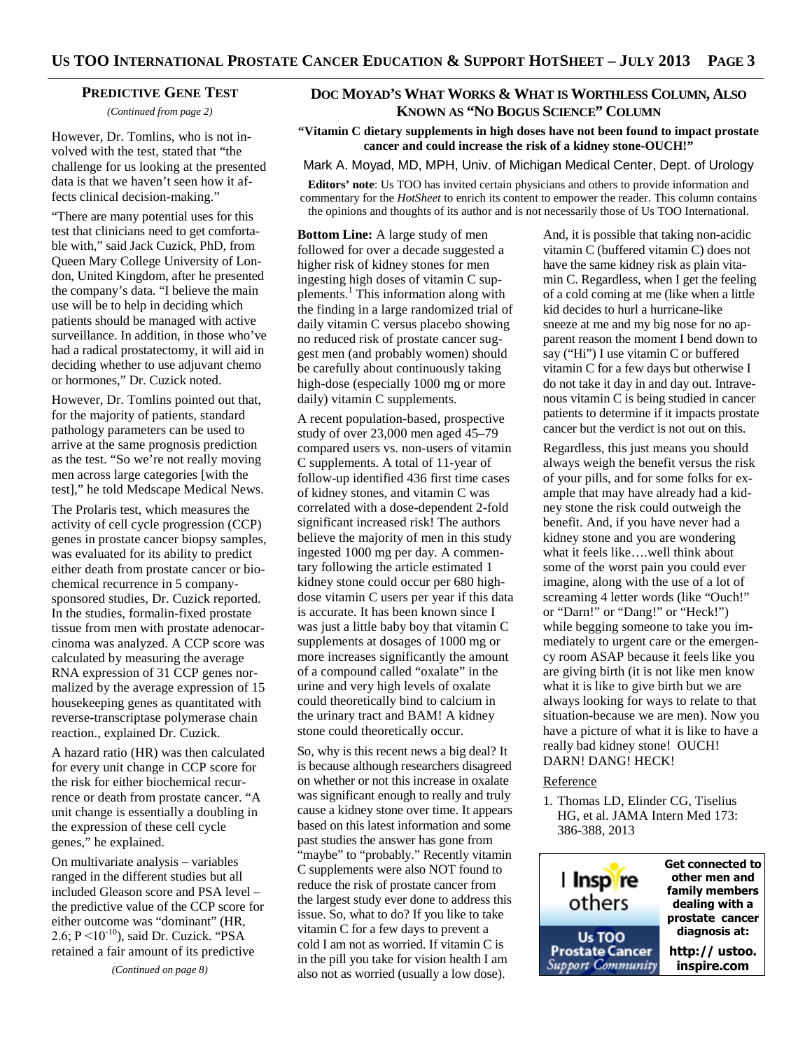## Predictive Gene Test

*(Continued from page 2)*

However, Dr. Tomlins, who is not involved with the test, stated that "the challenge for us looking at the presented data is that we haven't seen how it affects clinical decision-making."

"There are many potential uses for this test that clinicians need to get comfortable with," said Jack Cuzick, PhD, from Queen Mary College University of London, United Kingdom, after he presented the company's data. "I believe the main use will be to help in deciding which patients should be managed with active surveillance. In addition, in those who've had a radical prostatectomy, it will aid in deciding whether to use adjuvant chemo or hormones," Dr. Cuzick noted.

However, Dr. Tomlins pointed out that, for the majority of patients, standard pathology parameters can be used to arrive at the same prognosis prediction as the test. "So we're not really moving men across large categories [with the test]," he told Medscape Medical News.

The Prolaris test, which measures the activity of cell cycle progression (CCP) genes in prostate cancer biopsy samples, was evaluated for its ability to predict either death from prostate cancer or biochemical recurrence in 5 company-sponsored studies, Dr. Cuzick reported. In the studies, formalin-fixed prostate tissue from men with prostate adenocarcinoma was analyzed. A CCP score was calculated by measuring the average RNA expression of 31 CCP genes normalized by the average expression of 15 housekeeping genes as quantitated with reverse-transcriptase polymerase chain reaction., explained Dr. Cuzick.

A hazard ratio (HR) was then calculated for every unit change in CCP score for the risk for either biochemical recurrence or death from prostate cancer. "A unit change is essentially a doubling in the expression of these cell cycle genes," he explained.

On multivariate analysis – variables ranged in the different studies but all included Gleason score and PSA level – the predictive value of the CCP score for either outcome was "dominant" (HR, 2.6; $P < 10^{-10}$), said Dr. Cuzick. "PSA retained a fair amount of its predictive

*(Continued on page 8)*

## Doc Moyad's What Works & What is Worthless Column, Also Known as "No Bogus Science" Column

**"Vitamin C dietary supplements in high doses have not been found to impact prostate cancer and could increase the risk of a kidney stone-OUCH!"**

Mark A. Moyad, MD, MPH, Univ. of Michigan Medical Center, Dept. of Urology

**Editors' note**: Us TOO has invited certain physicians and others to provide information and commentary for the *HotSheet* to enrich its content to empower the reader. This column contains the opinions and thoughts of its author and is not necessarily those of Us TOO International.

**Bottom Line:** A large study of men followed for over a decade suggested a higher risk of kidney stones for men ingesting high doses of vitamin C supplements.[1] This information along with the finding in a large randomized trial of daily vitamin C versus placebo showing no reduced risk of prostate cancer suggest men (and probably women) should be carefully about continuously taking high-dose (especially 1000 mg or more daily) vitamin C supplements.

A recent population-based, prospective study of over 23,000 men aged 45–79 compared users vs. non-users of vitamin C supplements. A total of 11-year of follow-up identified 436 first time cases of kidney stones, and vitamin C was correlated with a dose-dependent 2-fold significant increased risk! The authors believe the majority of men in this study ingested 1000 mg per day. A commentary following the article estimated 1 kidney stone could occur per 680 high-dose vitamin C users per year if this data is accurate. It has been known since I was just a little baby boy that vitamin C supplements at dosages of 1000 mg or more increases significantly the amount of a compound called "oxalate" in the urine and very high levels of oxalate could theoretically bind to calcium in the urinary tract and BAM! A kidney stone could theoretically occur.

So, why is this recent news a big deal? It is because although researchers disagreed on whether or not this increase in oxalate was significant enough to really and truly cause a kidney stone over time. It appears based on this latest information and some past studies the answer has gone from "maybe" to "probably." Recently vitamin C supplements were also NOT found to reduce the risk of prostate cancer from the largest study ever done to address this issue. So, what to do? If you like to take vitamin C for a few days to prevent a cold I am not as worried. If vitamin C is in the pill you take for vision health I am also not as worried (usually a low dose).

And, it is possible that taking non-acidic vitamin C (buffered vitamin C) does not have the same kidney risk as plain vitamin C. Regardless, when I get the feeling of a cold coming at me (like when a little kid decides to hurl a hurricane-like sneeze at me and my big nose for no apparent reason the moment I bend down to say ("Hi") I use vitamin C or buffered vitamin C for a few days but otherwise I do not take it day in and day out. Intravenous vitamin C is being studied in cancer patients to determine if it impacts prostate cancer but the verdict is not out on this.

Regardless, this just means you should always weigh the benefit versus the risk of your pills, and for some folks for example that may have already had a kidney stone the risk could outweigh the benefit. And, if you have never had a kidney stone and you are wondering what it feels like….well think about some of the worst pain you could ever imagine, along with the use of a lot of screaming 4 letter words (like "Ouch!" or "Darn!" or "Dang!" or "Heck!") while begging someone to take you immediately to urgent care or the emergency room ASAP because it feels like you are giving birth (it is not like men know what it is like to give birth but we are always looking for ways to relate to that situation-because we are men). Now you have a picture of what it is like to have a really bad kidney stone! OUCH! DARN! DANG! HECK!

Reference

1. Thomas LD, Elinder CG, Tiselius HG, et al. JAMA Intern Med 173: 386-388, 2013

I Inspire others

Us TOO Prostate Cancer Support Community

**Get connected to other men and family members dealing with a prostate cancer diagnosis at:**

**http://ustoo.inspire.com**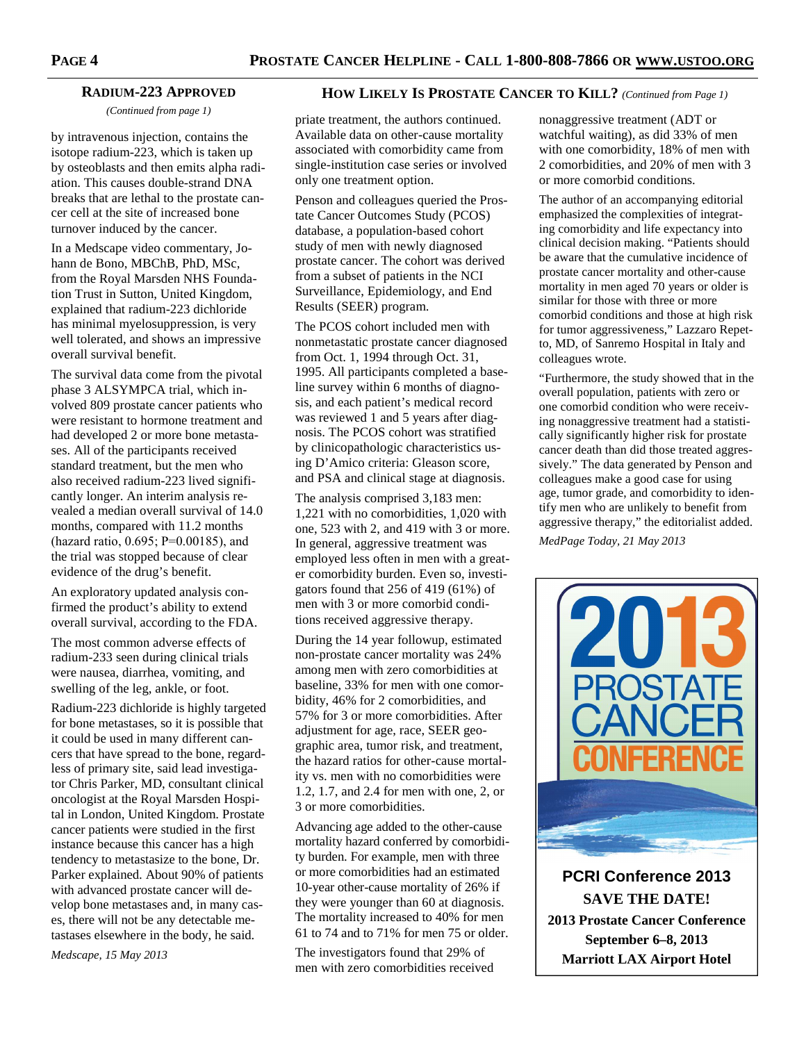## RADIUM-223 APPROVED

*(Continued from page 1)*

by intravenous injection, contains the isotope radium-223, which is taken up by osteoblasts and then emits alpha radiation. This causes double-strand DNA breaks that are lethal to the prostate cancer cell at the site of increased bone turnover induced by the cancer.

In a Medscape video commentary, Johann de Bono, MBChB, PhD, MSc, from the Royal Marsden NHS Foundation Trust in Sutton, United Kingdom, explained that radium-223 dichloride has minimal myelosuppression, is very well tolerated, and shows an impressive overall survival benefit.

The survival data come from the pivotal phase 3 ALSYMPCA trial, which involved 809 prostate cancer patients who were resistant to hormone treatment and had developed 2 or more bone metastases. All of the participants received standard treatment, but the men who also received radium-223 lived significantly longer. An interim analysis revealed a median overall survival of 14.0 months, compared with 11.2 months (hazard ratio, 0.695; P=0.00185), and the trial was stopped because of clear evidence of the drug's benefit.

An exploratory updated analysis confirmed the product's ability to extend overall survival, according to the FDA.

The most common adverse effects of radium-233 seen during clinical trials were nausea, diarrhea, vomiting, and swelling of the leg, ankle, or foot.

Radium-223 dichloride is highly targeted for bone metastases, so it is possible that it could be used in many different cancers that have spread to the bone, regardless of primary site, said lead investigator Chris Parker, MD, consultant clinical oncologist at the Royal Marsden Hospital in London, United Kingdom. Prostate cancer patients were studied in the first instance because this cancer has a high tendency to metastasize to the bone, Dr. Parker explained. About 90% of patients with advanced prostate cancer will develop bone metastases and, in many cases, there will not be any detectable metastases elsewhere in the body, he said.

*Medscape, 15 May 2013*

## HOW LIKELY IS PROSTATE CANCER TO KILL? *(Continued from Page 1)*

priate treatment, the authors continued. Available data on other-cause mortality associated with comorbidity came from single-institution case series or involved only one treatment option.

Penson and colleagues queried the Prostate Cancer Outcomes Study (PCOS) database, a population-based cohort study of men with newly diagnosed prostate cancer. The cohort was derived from a subset of patients in the NCI Surveillance, Epidemiology, and End Results (SEER) program.

The PCOS cohort included men with nonmetastatic prostate cancer diagnosed from Oct. 1, 1994 through Oct. 31, 1995. All participants completed a baseline survey within 6 months of diagnosis, and each patient's medical record was reviewed 1 and 5 years after diagnosis. The PCOS cohort was stratified by clinicopathologic characteristics using D'Amico criteria: Gleason score, and PSA and clinical stage at diagnosis.

The analysis comprised 3,183 men: 1,221 with no comorbidities, 1,020 with one, 523 with 2, and 419 with 3 or more. In general, aggressive treatment was employed less often in men with a greater comorbidity burden. Even so, investigators found that 256 of 419 (61%) of men with 3 or more comorbid conditions received aggressive therapy.

During the 14 year followup, estimated non-prostate cancer mortality was 24% among men with zero comorbidities at baseline, 33% for men with one comorbidity, 46% for 2 comorbidities, and 57% for 3 or more comorbidities. After adjustment for age, race, SEER geographic area, tumor risk, and treatment, the hazard ratios for other-cause mortality vs. men with no comorbidities were 1.2, 1.7, and 2.4 for men with one, 2, or 3 or more comorbidities.

Advancing age added to the other-cause mortality hazard conferred by comorbidity burden. For example, men with three or more comorbidities had an estimated 10-year other-cause mortality of 26% if they were younger than 60 at diagnosis. The mortality increased to 40% for men 61 to 74 and to 71% for men 75 or older.

The investigators found that 29% of men with zero comorbidities received nonaggressive treatment (ADT or watchful waiting), as did 33% of men with one comorbidity, 18% of men with 2 comorbidities, and 20% of men with 3 or more comorbid conditions.

The author of an accompanying editorial emphasized the complexities of integrating comorbidity and life expectancy into clinical decision making. "Patients should be aware that the cumulative incidence of prostate cancer mortality and other-cause mortality in men aged 70 years or older is similar for those with three or more comorbid conditions and those at high risk for tumor aggressiveness," Lazzaro Repetto, MD, of Sanremo Hospital in Italy and colleagues wrote.

"Furthermore, the study showed that in the overall population, patients with zero or one comorbid condition who were receiving nonaggressive treatment had a statistically significantly higher risk for prostate cancer death than did those treated aggressively." The data generated by Penson and colleagues make a good case for using age, tumor grade, and comorbidity to identify men who are unlikely to benefit from aggressive therapy," the editorialist added.

*MedPage Today, 21 May 2013*

2013 PROSTATE CANCER CONFERENCE

**PCRI Conference 2013**

**SAVE THE DATE!**

**2013 Prostate Cancer Conference**

**September 6–8, 2013**

**Marriott LAX Airport Hotel**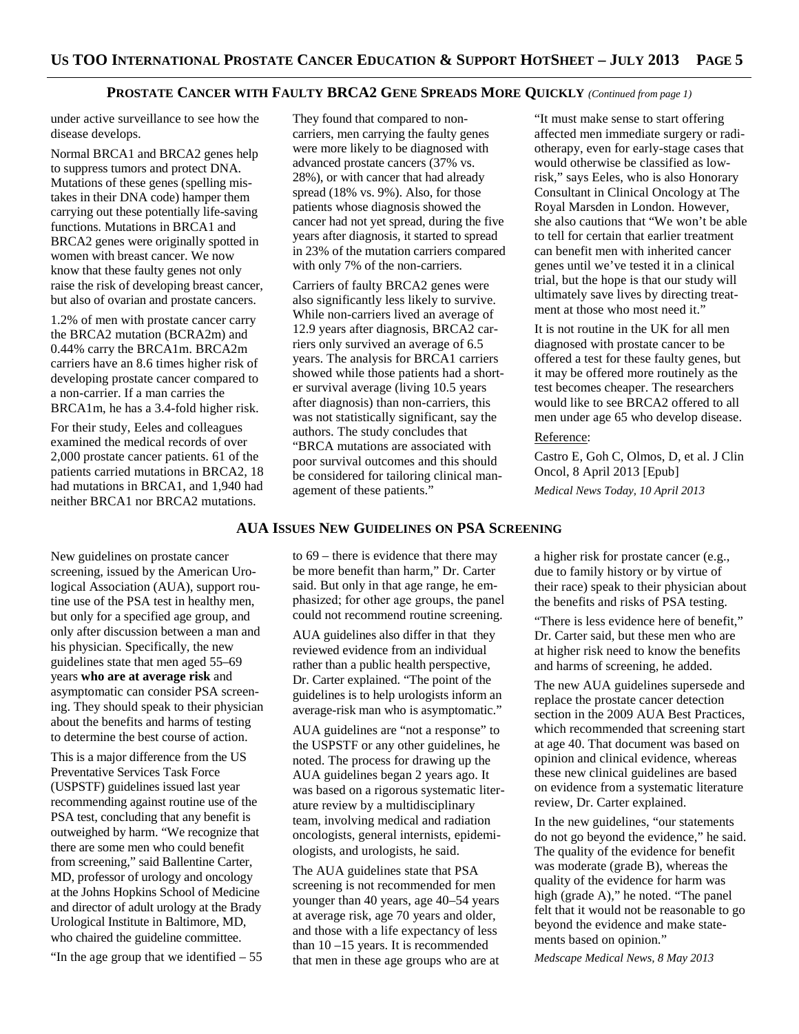## Prostate Cancer with Faulty BRCA2 Gene Spreads More Quickly *(Continued from page 1)*

under active surveillance to see how the disease develops.

Normal BRCA1 and BRCA2 genes help to suppress tumors and protect DNA. Mutations of these genes (spelling mistakes in their DNA code) hamper them carrying out these potentially life-saving functions. Mutations in BRCA1 and BRCA2 genes were originally spotted in women with breast cancer. We now know that these faulty genes not only raise the risk of developing breast cancer, but also of ovarian and prostate cancers.

1.2% of men with prostate cancer carry the BRCA2 mutation (BCRA2m) and 0.44% carry the BRCA1m. BRCA2m carriers have an 8.6 times higher risk of developing prostate cancer compared to a non-carrier. If a man carries the BRCA1m, he has a 3.4-fold higher risk.

For their study, Eeles and colleagues examined the medical records of over 2,000 prostate cancer patients. 61 of the patients carried mutations in BRCA2, 18 had mutations in BRCA1, and 1,940 had neither BRCA1 nor BRCA2 mutations.

They found that compared to non-carriers, men carrying the faulty genes were more likely to be diagnosed with advanced prostate cancers (37% vs. 28%), or with cancer that had already spread (18% vs. 9%). Also, for those patients whose diagnosis showed the cancer had not yet spread, during the five years after diagnosis, it started to spread in 23% of the mutation carriers compared with only 7% of the non-carriers.

Carriers of faulty BRCA2 genes were also significantly less likely to survive. While non-carriers lived an average of 12.9 years after diagnosis, BRCA2 carriers only survived an average of 6.5 years. The analysis for BRCA1 carriers showed while those patients had a shorter survival average (living 10.5 years after diagnosis) than non-carriers, this was not statistically significant, say the authors. The study concludes that "BRCA mutations are associated with poor survival outcomes and this should be considered for tailoring clinical management of these patients."

"It must make sense to start offering affected men immediate surgery or radiotherapy, even for early-stage cases that would otherwise be classified as low-risk," says Eeles, who is also Honorary Consultant in Clinical Oncology at The Royal Marsden in London. However, she also cautions that "We won't be able to tell for certain that earlier treatment can benefit men with inherited cancer genes until we've tested it in a clinical trial, but the hope is that our study will ultimately save lives by directing treatment at those who most need it."

It is not routine in the UK for all men diagnosed with prostate cancer to be offered a test for these faulty genes, but it may be offered more routinely as the test becomes cheaper. The researchers would like to see BRCA2 offered to all men under age 65 who develop disease.

Reference:

Castro E, Goh C, Olmos, D, et al. J Clin Oncol, 8 April 2013 [Epub]

*Medical News Today, 10 April 2013*

## AUA Issues New Guidelines on PSA Screening

New guidelines on prostate cancer screening, issued by the American Urological Association (AUA), support routine use of the PSA test in healthy men, but only for a specified age group, and only after discussion between a man and his physician. Specifically, the new guidelines state that men aged 55–69 years **who are at average risk** and asymptomatic can consider PSA screening. They should speak to their physician about the benefits and harms of testing to determine the best course of action.

This is a major difference from the US Preventative Services Task Force (USPSTF) guidelines issued last year recommending against routine use of the PSA test, concluding that any benefit is outweighed by harm. "We recognize that there are some men who could benefit from screening," said Ballentine Carter, MD, professor of urology and oncology at the Johns Hopkins School of Medicine and director of adult urology at the Brady Urological Institute in Baltimore, MD, who chaired the guideline committee.

"In the age group that we identified – 55 to 69 – there is evidence that there may be more benefit than harm," Dr. Carter said. But only in that age range, he emphasized; for other age groups, the panel could not recommend routine screening.

AUA guidelines also differ in that they reviewed evidence from an individual rather than a public health perspective, Dr. Carter explained. "The point of the guidelines is to help urologists inform an average-risk man who is asymptomatic."

AUA guidelines are "not a response" to the USPSTF or any other guidelines, he noted. The process for drawing up the AUA guidelines began 2 years ago. It was based on a rigorous systematic literature review by a multidisciplinary team, involving medical and radiation oncologists, general internists, epidemiologists, and urologists, he said.

The AUA guidelines state that PSA screening is not recommended for men younger than 40 years, age 40–54 years at average risk, age 70 years and older, and those with a life expectancy of less than 10 –15 years. It is recommended that men in these age groups who are at a higher risk for prostate cancer (e.g., due to family history or by virtue of their race) speak to their physician about the benefits and risks of PSA testing.

"There is less evidence here of benefit," Dr. Carter said, but these men who are at higher risk need to know the benefits and harms of screening, he added.

The new AUA guidelines supersede and replace the prostate cancer detection section in the 2009 AUA Best Practices, which recommended that screening start at age 40. That document was based on opinion and clinical evidence, whereas these new clinical guidelines are based on evidence from a systematic literature review, Dr. Carter explained.

In the new guidelines, "our statements do not go beyond the evidence," he said. The quality of the evidence for benefit was moderate (grade B), whereas the quality of the evidence for harm was high (grade A)," he noted. "The panel felt that it would not be reasonable to go beyond the evidence and make statements based on opinion."

*Medscape Medical News, 8 May 2013*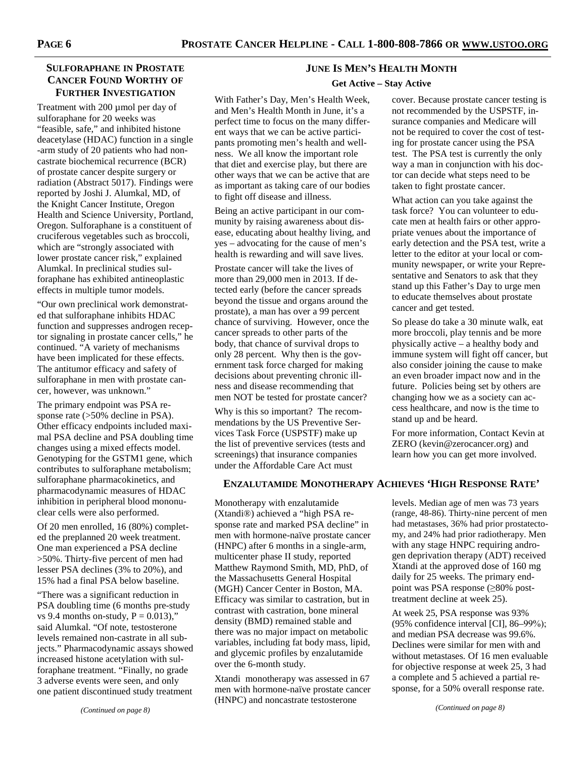## Sulforaphane in Prostate Cancer Found Worthy of Further Investigation

Treatment with 200 µmol per day of sulforaphane for 20 weeks was "feasible, safe," and inhibited histone deacetylase (HDAC) function in a single-arm study of 20 patients who had non-castrate biochemical recurrence (BCR) of prostate cancer despite surgery or radiation (Abstract 5017). Findings were reported by Joshi J. Alumkal, MD, of the Knight Cancer Institute, Oregon Health and Science University, Portland, Oregon. Sulforaphane is a constituent of cruciferous vegetables such as broccoli, which are "strongly associated with lower prostate cancer risk," explained Alumkal. In preclinical studies sulforaphane has exhibited antineoplastic effects in multiple tumor models.

"Our own preclinical work demonstrated that sulforaphane inhibits HDAC function and suppresses androgen receptor signaling in prostate cancer cells," he continued. "A variety of mechanisms have been implicated for these effects. The antitumor efficacy and safety of sulforaphane in men with prostate cancer, however, was unknown."

The primary endpoint was PSA response rate (>50% decline in PSA). Other efficacy endpoints included maximal PSA decline and PSA doubling time changes using a mixed effects model. Genotyping for the GSTM1 gene, which contributes to sulforaphane metabolism; sulforaphane pharmacokinetics, and pharmacodynamic measures of HDAC inhibition in peripheral blood mononuclear cells were also performed.

Of 20 men enrolled, 16 (80%) completed the preplanned 20 week treatment. One man experienced a PSA decline >50%. Thirty-five percent of men had lesser PSA declines (3% to 20%), and 15% had a final PSA below baseline.

"There was a significant reduction in PSA doubling time (6 months pre-study vs 9.4 months on-study, $P = 0.013$)," said Alumkal. "Of note, testosterone levels remained non-castrate in all subjects." Pharmacodynamic assays showed increased histone acetylation with sulforaphane treatment. "Finally, no grade 3 adverse events were seen, and only one patient discontinued study treatment

*(Continued on page 8)*

## June Is Men's Health Month

### Get Active – Stay Active

With Father's Day, Men's Health Week, and Men's Health Month in June, it's a perfect time to focus on the many different ways that we can be active participants promoting men's health and wellness. We all know the important role that diet and exercise play, but there are other ways that we can be active that are as important as taking care of our bodies to fight off disease and illness.

Being an active participant in our community by raising awareness about disease, educating about healthy living, and yes – advocating for the cause of men's health is rewarding and will save lives.

Prostate cancer will take the lives of more than 29,000 men in 2013. If detected early (before the cancer spreads beyond the tissue and organs around the prostate), a man has over a 99 percent chance of surviving. However, once the cancer spreads to other parts of the body, that chance of survival drops to only 28 percent. Why then is the government task force charged for making decisions about preventing chronic illness and disease recommending that men NOT be tested for prostate cancer?

Why is this so important? The recommendations by the US Preventive Services Task Force (USPSTF) make up the list of preventive services (tests and screenings) that insurance companies under the Affordable Care Act must cover. Because prostate cancer testing is not recommended by the USPSTF, insurance companies and Medicare will not be required to cover the cost of testing for prostate cancer using the PSA test. The PSA test is currently the only way a man in conjunction with his doctor can decide what steps need to be taken to fight prostate cancer.

What action can you take against the task force? You can volunteer to educate men at health fairs or other appropriate venues about the importance of early detection and the PSA test, write a letter to the editor at your local or community newspaper, or write your Representative and Senators to ask that they stand up this Father's Day to urge men to educate themselves about prostate cancer and get tested.

So please do take a 30 minute walk, eat more broccoli, play tennis and be more physically active – a healthy body and immune system will fight off cancer, but also consider joining the cause to make an even broader impact now and in the future. Policies being set by others are changing how we as a society can access healthcare, and now is the time to stand up and be heard.

For more information, Contact Kevin at ZERO (kevin@zerocancer.org) and learn how you can get more involved.

## Enzalutamide Monotherapy Achieves 'High Response Rate'

Monotherapy with enzalutamide (Xtandi®) achieved a "high PSA response rate and marked PSA decline" in men with hormone-naïve prostate cancer (HNPC) after 6 months in a single-arm, multicenter phase II study, reported Matthew Raymond Smith, MD, PhD, of the Massachusetts General Hospital (MGH) Cancer Center in Boston, MA. Efficacy was similar to castration, but in contrast with castration, bone mineral density (BMD) remained stable and there was no major impact on metabolic variables, including fat body mass, lipid, and glycemic profiles by enzalutamide over the 6-month study.

Xtandi monotherapy was assessed in 67 men with hormone-naïve prostate cancer (HNPC) and noncastrate testosterone levels. Median age of men was 73 years (range, 48-86). Thirty-nine percent of men had metastases, 36% had prior prostatectomy, and 24% had prior radiotherapy. Men with any stage HNPC requiring androgen deprivation therapy (ADT) received Xtandi at the approved dose of 160 mg daily for 25 weeks. The primary endpoint was PSA response (≥80% post-treatment decline at week 25).

At week 25, PSA response was 93% (95% confidence interval [CI], 86–99%); and median PSA decrease was 99.6%. Declines were similar for men with and without metastases. Of 16 men evaluable for objective response at week 25, 3 had a complete and 5 achieved a partial response, for a 50% overall response rate.

*(Continued on page 8)*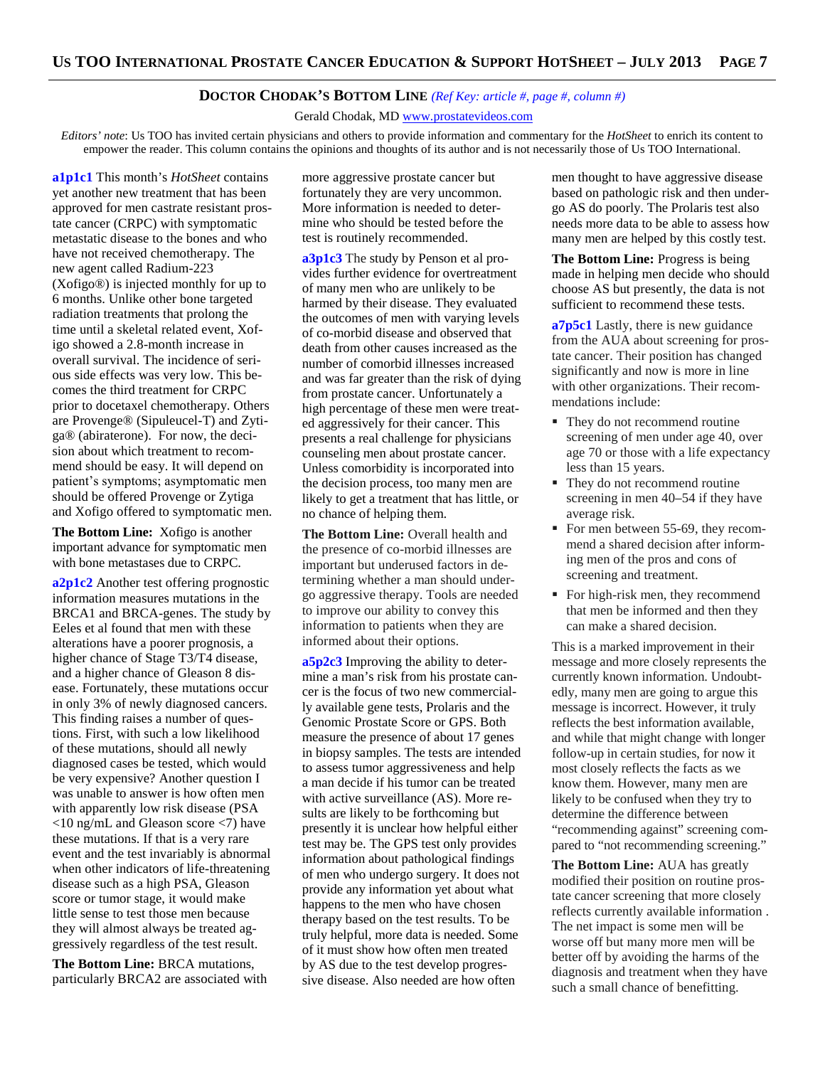## DOCTOR CHODAK'S BOTTOM LINE *(Ref Key: article #, page #, column #)*

Gerald Chodak, MD www.prostatevideos.com

*Editors' note*: Us TOO has invited certain physicians and others to provide information and commentary for the *HotSheet* to enrich its content to empower the reader. This column contains the opinions and thoughts of its author and is not necessarily those of Us TOO International.

**a1p1c1** This month's *HotSheet* contains yet another new treatment that has been approved for men castrate resistant prostate cancer (CRPC) with symptomatic metastatic disease to the bones and who have not received chemotherapy. The new agent called Radium-223 (Xofigo®) is injected monthly for up to 6 months. Unlike other bone targeted radiation treatments that prolong the time until a skeletal related event, Xofigo showed a 2.8-month increase in overall survival. The incidence of serious side effects was very low. This becomes the third treatment for CRPC prior to docetaxel chemotherapy. Others are Provenge® (Sipuleucel-T) and Zytiga® (abiraterone). For now, the decision about which treatment to recommend should be easy. It will depend on patient's symptoms; asymptomatic men should be offered Provenge or Zytiga and Xofigo offered to symptomatic men.

**The Bottom Line:** Xofigo is another important advance for symptomatic men with bone metastases due to CRPC.

**a2p1c2** Another test offering prognostic information measures mutations in the BRCA1 and BRCA-genes. The study by Eeles et al found that men with these alterations have a poorer prognosis, a higher chance of Stage T3/T4 disease, and a higher chance of Gleason 8 disease. Fortunately, these mutations occur in only 3% of newly diagnosed cancers. This finding raises a number of questions. First, with such a low likelihood of these mutations, should all newly diagnosed cases be tested, which would be very expensive? Another question I was unable to answer is how often men with apparently low risk disease (PSA <10 ng/mL and Gleason score <7) have these mutations. If that is a very rare event and the test invariably is abnormal when other indicators of life-threatening disease such as a high PSA, Gleason score or tumor stage, it would make little sense to test those men because they will almost always be treated aggressively regardless of the test result.

**The Bottom Line:** BRCA mutations, particularly BRCA2 are associated with more aggressive prostate cancer but fortunately they are very uncommon. More information is needed to determine who should be tested before the test is routinely recommended.

**a3p1c3** The study by Penson et al provides further evidence for overtreatment of many men who are unlikely to be harmed by their disease. They evaluated the outcomes of men with varying levels of co-morbid disease and observed that death from other causes increased as the number of comorbid illnesses increased and was far greater than the risk of dying from prostate cancer. Unfortunately a high percentage of these men were treated aggressively for their cancer. This presents a real challenge for physicians counseling men about prostate cancer. Unless comorbidity is incorporated into the decision process, too many men are likely to get a treatment that has little, or no chance of helping them.

**The Bottom Line:** Overall health and the presence of co-morbid illnesses are important but underused factors in determining whether a man should undergo aggressive therapy. Tools are needed to improve our ability to convey this information to patients when they are informed about their options.

**a5p2c3** Improving the ability to determine a man's risk from his prostate cancer is the focus of two new commercially available gene tests, Prolaris and the Genomic Prostate Score or GPS. Both measure the presence of about 17 genes in biopsy samples. The tests are intended to assess tumor aggressiveness and help a man decide if his tumor can be treated with active surveillance (AS). More results are likely to be forthcoming but presently it is unclear how helpful either test may be. The GPS test only provides information about pathological findings of men who undergo surgery. It does not provide any information yet about what happens to the men who have chosen therapy based on the test results. To be truly helpful, more data is needed. Some of it must show how often men treated by AS due to the test develop progressive disease. Also needed are how often men thought to have aggressive disease based on pathologic risk and then undergo AS do poorly. The Prolaris test also needs more data to be able to assess how many men are helped by this costly test.

**The Bottom Line:** Progress is being made in helping men decide who should choose AS but presently, the data is not sufficient to recommend these tests.

**a7p5c1** Lastly, there is new guidance from the AUA about screening for prostate cancer. Their position has changed significantly and now is more in line with other organizations. Their recommendations include:

- They do not recommend routine screening of men under age 40, over age 70 or those with a life expectancy less than 15 years.
- They do not recommend routine screening in men 40–54 if they have average risk.
- For men between 55-69, they recommend a shared decision after informing men of the pros and cons of screening and treatment.
- For high-risk men, they recommend that men be informed and then they can make a shared decision.

This is a marked improvement in their message and more closely represents the currently known information. Undoubtedly, many men are going to argue this message is incorrect. However, it truly reflects the best information available, and while that might change with longer follow-up in certain studies, for now it most closely reflects the facts as we know them. However, many men are likely to be confused when they try to determine the difference between "recommending against" screening compared to "not recommending screening."

**The Bottom Line:** AUA has greatly modified their position on routine prostate cancer screening that more closely reflects currently available information . The net impact is some men will be worse off but many more men will be better off by avoiding the harms of the diagnosis and treatment when they have such a small chance of benefitting.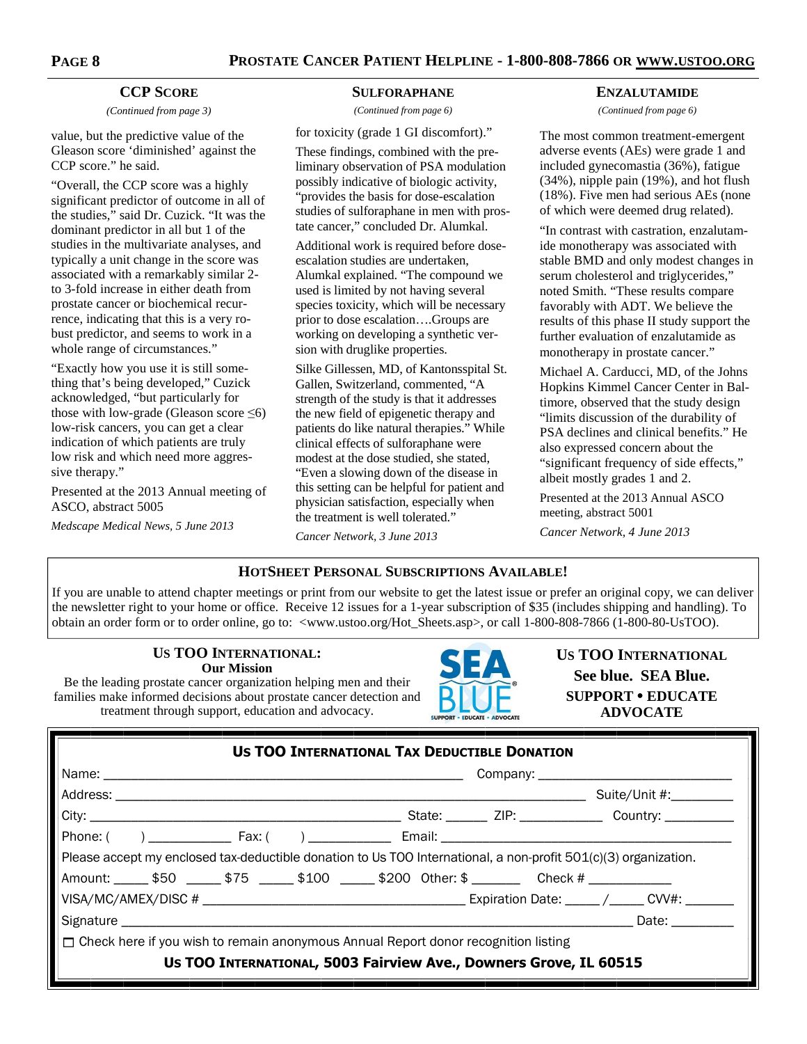## CCP Score

*(Continued from page 3)*

value, but the predictive value of the Gleason score 'diminished' against the CCP score." he said.

"Overall, the CCP score was a highly significant predictor of outcome in all of the studies," said Dr. Cuzick. "It was the dominant predictor in all but 1 of the studies in the multivariate analyses, and typically a unit change in the score was associated with a remarkably similar 2- to 3-fold increase in either death from prostate cancer or biochemical recurrence, indicating that this is a very robust predictor, and seems to work in a whole range of circumstances."

"Exactly how you use it is still something that's being developed," Cuzick acknowledged, "but particularly for those with low-grade (Gleason score ≤6) low-risk cancers, you can get a clear indication of which patients are truly low risk and which need more aggressive therapy."

Presented at the 2013 Annual meeting of ASCO, abstract 5005

*Medscape Medical News, 5 June 2013*

## Sulforaphane

*(Continued from page 6)*

for toxicity (grade 1 GI discomfort)."

These findings, combined with the preliminary observation of PSA modulation possibly indicative of biologic activity, "provides the basis for dose-escalation studies of sulforaphane in men with prostate cancer," concluded Dr. Alumkal.

Additional work is required before dose-escalation studies are undertaken, Alumkal explained. "The compound we used is limited by not having several species toxicity, which will be necessary prior to dose escalation….Groups are working on developing a synthetic version with druglike properties.

Silke Gillessen, MD, of Kantonsspital St. Gallen, Switzerland, commented, "A strength of the study is that it addresses the new field of epigenetic therapy and patients do like natural therapies." While clinical effects of sulforaphane were modest at the dose studied, she stated, "Even a slowing down of the disease in this setting can be helpful for patient and physician satisfaction, especially when the treatment is well tolerated."

*Cancer Network, 3 June 2013*

## Enzalutamide

*(Continued from page 6)*

The most common treatment-emergent adverse events (AEs) were grade 1 and included gynecomastia (36%), fatigue (34%), nipple pain (19%), and hot flush (18%). Five men had serious AEs (none of which were deemed drug related).

"In contrast with castration, enzalutamide monotherapy was associated with stable BMD and only modest changes in serum cholesterol and triglycerides," noted Smith. "These results compare favorably with ADT. We believe the results of this phase II study support the further evaluation of enzalutamide as monotherapy in prostate cancer."

Michael A. Carducci, MD, of the Johns Hopkins Kimmel Cancer Center in Baltimore, observed that the study design "limits discussion of the durability of PSA declines and clinical benefits." He also expressed concern about the "significant frequency of side effects," albeit mostly grades 1 and 2.

Presented at the 2013 Annual ASCO meeting, abstract 5001

*Cancer Network, 4 June 2013*

---

### HotSheet Personal Subscriptions Available!

If you are unable to attend chapter meetings or print from our website to get the latest issue or prefer an original copy, we can deliver the newsletter right to your home or office. Receive 12 issues for a 1-year subscription of $35 (includes shipping and handling). To obtain an order form or to order online, go to: <www.ustoo.org/Hot_Sheets.asp>, or call 1-800-808-7866 (1-800-80-UsTOO).

---

**Us TOO International:**
**Our Mission**
Be the leading prostate cancer organization helping men and their families make informed decisions about prostate cancer detection and treatment through support, education and advocacy.

SEA BLUE®
SUPPORT • EDUCATE • ADVOCATE

**Us TOO International**
**See blue. SEA Blue.**
**SUPPORT • EDUCATE ADVOCATE**

---

### Us TOO International Tax Deductible Donation

Name: ____________________ Company: ____________________

Address: ____________________ Suite/Unit #:__________

City: ____________________ State: ______ ZIP: ____________ Country: __________

Phone: ( ) ____________ Fax: ( ) ____________ Email: ____________________

Please accept my enclosed tax-deductible donation to Us TOO International, a non-profit 501(c)(3) organization.

Amount: _____ $50 _____ $75 _____ $100 _____ $200 Other: $ _______ Check # ____________

VISA/MC/AMEX/DISC # ____________________ Expiration Date: _____ /_____ CVV#: _______

Signature ____________________ Date: _________

☐ Check here if you wish to remain anonymous Annual Report donor recognition listing

**Us TOO International, 5003 Fairview Ave., Downers Grove, IL 60515**